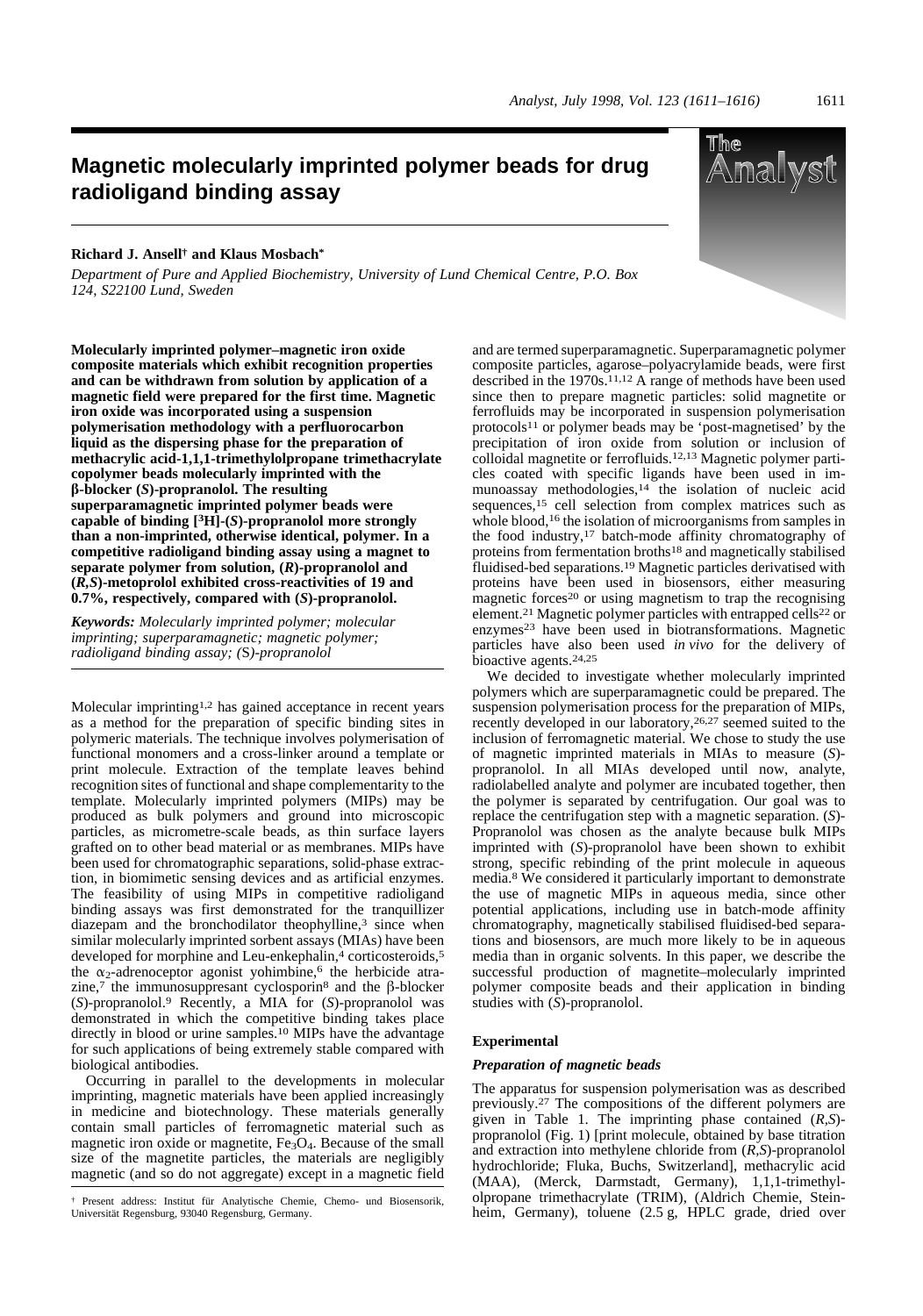# Magnetic molecularly imprinted polymer beads for drug radioligand binding assay

**Richard J. Ansell† and Klaus Mosbach***

*Department of Pure and Applied Biochemistry, University of Lund Chemical Centre, P.O. Box 124, S22100 Lund, Sweden*

**Molecularly imprinted polymer–magnetic iron oxide composite materials which exhibit recognition properties and can be withdrawn from solution by application of a magnetic field were prepared for the first time. Magnetic iron oxide was incorporated using a suspension polymerisation methodology with a perfluorocarbon liquid as the dispersing phase for the preparation of methacrylic acid-1,1,1-trimethylolpropane trimethacrylate copolymer beads molecularly imprinted with the β-blocker (*S*)-propranolol. The resulting superparamagnetic imprinted polymer beads were capable of binding [$^3$H]-(*S*)-propranolol more strongly than a non-imprinted, otherwise identical, polymer. In a competitive radioligand binding assay using a magnet to separate polymer from solution, (*R*)-propranolol and (*R,S*)-metoprolol exhibited cross-reactivities of 19 and 0.7%, respectively, compared with (*S*)-propranolol.**

*Keywords: Molecularly imprinted polymer; molecular imprinting; superparamagnetic; magnetic polymer; radioligand binding assay; (S)-propranolol*

Molecular imprinting[1,2] has gained acceptance in recent years as a method for the preparation of specific binding sites in polymeric materials. The technique involves polymerisation of functional monomers and a cross-linker around a template or print molecule. Extraction of the template leaves behind recognition sites of functional and shape complementarity to the template. Molecularly imprinted polymers (MIPs) may be produced as bulk polymers and ground into microscopic particles, as micrometre-scale beads, as thin surface layers grafted on to other bead material or as membranes. MIPs have been used for chromatographic separations, solid-phase extraction, in biomimetic sensing devices and as artificial enzymes. The feasibility of using MIPs in competitive radioligand binding assays was first demonstrated for the tranquillizer diazepam and the bronchodilator theophylline,[3] since when similar molecularly imprinted sorbent assays (MIAs) have been developed for morphine and Leu-enkephalin,[4] corticosteroids,[5] the $\alpha_2$-adrenoceptor agonist yohimbine,[6] the herbicide atrazine,[7] the immunosuppresant cyclosporin[8] and the β-blocker (*S*)-propranolol.[9] Recently, a MIA for (*S*)-propranolol was demonstrated in which the competitive binding takes place directly in blood or urine samples.[10] MIPs have the advantage for such applications of being extremely stable compared with biological antibodies.

Occurring in parallel to the developments in molecular imprinting, magnetic materials have been applied increasingly in medicine and biotechnology. These materials generally contain small particles of ferromagnetic material such as magnetic iron oxide or magnetite, $Fe_3O_4$. Because of the small size of the magnetite particles, the materials are negligibly magnetic (and so do not aggregate) except in a magnetic field and are termed superparamagnetic. Superparamagnetic polymer composite particles, agarose–polyacrylamide beads, were first described in the 1970s.[11,12] A range of methods have been used since then to prepare magnetic particles: solid magnetite or ferrofluids may be incorporated in suspension polymerisation protocols[11] or polymer beads may be 'post-magnetised' by the precipitation of iron oxide from solution or inclusion of colloidal magnetite or ferrofluids.[12,13] Magnetic polymer particles coated with specific ligands have been used in immunoassay methodologies,[14] the isolation of nucleic acid sequences,[15] cell selection from complex matrices such as whole blood,[16] the isolation of microorganisms from samples in the food industry,[17] batch-mode affinity chromatography of proteins from fermentation broths[18] and magnetically stabilised fluidised-bed separations.[19] Magnetic particles derivatised with proteins have been used in biosensors, either measuring magnetic forces[20] or using magnetism to trap the recognising element.[21] Magnetic polymer particles with entrapped cells[22] or enzymes[23] have been used in biotransformations. Magnetic particles have also been used *in vivo* for the delivery of bioactive agents.[24,25]

We decided to investigate whether molecularly imprinted polymers which are superparamagnetic could be prepared. The suspension polymerisation process for the preparation of MIPs, recently developed in our laboratory,[26,27] seemed suited to the inclusion of ferromagnetic material. We chose to study the use of magnetic imprinted materials in MIAs to measure (*S*)-propranolol. In all MIAs developed until now, analyte, radiolabelled analyte and polymer are incubated together, then the polymer is separated by centrifugation. Our goal was to replace the centrifugation step with a magnetic separation. (*S*)-Propranolol was chosen as the analyte because bulk MIPs imprinted with (*S*)-propranolol have been shown to exhibit strong, specific rebinding of the print molecule in aqueous media.[8] We considered it particularly important to demonstrate the use of magnetic MIPs in aqueous media, since other potential applications, including use in batch-mode affinity chromatography, magnetically stabilised fluidised-bed separations and biosensors, are much more likely to be in aqueous media than in organic solvents. In this paper, we describe the successful production of magnetite–molecularly imprinted polymer composite beads and their application in binding studies with (*S*)-propranolol.

## Experimental

### *Preparation of magnetic beads*

The apparatus for suspension polymerisation was as described previously.[27] The compositions of the different polymers are given in Table 1. The imprinting phase contained (*R,S*)-propranolol (Fig. 1) [print molecule, obtained by base titration and extraction into methylene chloride from (*R,S*)-propranolol hydrochloride; Fluka, Buchs, Switzerland], methacrylic acid (MAA), (Merck, Darmstadt, Germany), 1,1,1-trimethylolpropane trimethacrylate (TRIM), (Aldrich Chemie, Steinheim, Germany), toluene (2.5 g, HPLC grade, dried over

† Present address: Institut für Analytische Chemie, Chemo- und Biosensorik, Universität Regensburg, 93040 Regensburg, Germany.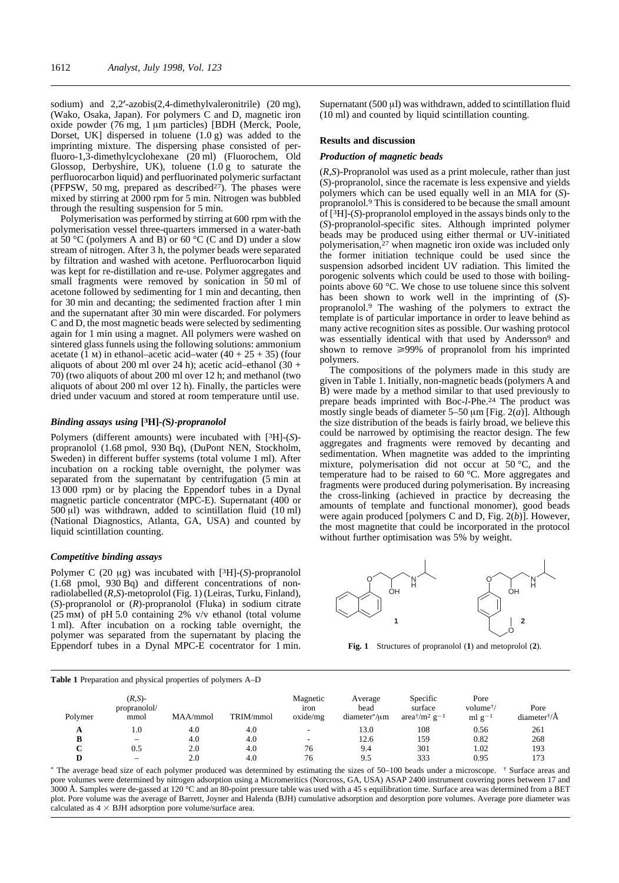sodium) and 2,2′-azobis(2,4-dimethylvaleronitrile) (20 mg), (Wako, Osaka, Japan). For polymers C and D, magnetic iron oxide powder (76 mg, 1 μm particles) [BDH (Merck, Poole, Dorset, UK] dispersed in toluene (1.0 g) was added to the imprinting mixture. The dispersing phase consisted of perfluoro-1,3-dimethylcyclohexane (20 ml) (Fluorochem, Old Glossop, Derbyshire, UK), toluene (1.0 g to saturate the perfluorocarbon liquid) and perfluorinated polymeric surfactant (PFPSW, 50 mg, prepared as described[27]). The phases were mixed by stirring at 2000 rpm for 5 min. Nitrogen was bubbled through the resulting suspension for 5 min.

Polymerisation was performed by stirring at 600 rpm with the polymerisation vessel three-quarters immersed in a water-bath at 50 °C (polymers A and B) or 60 °C (C and D) under a slow stream of nitrogen. After 3 h, the polymer beads were separated by filtration and washed with acetone. Perfluorocarbon liquid was kept for re-distillation and re-use. Polymer aggregates and small fragments were removed by sonication in 50 ml of acetone followed by sedimenting for 1 min and decanting, then for 30 min and decanting; the sedimented fraction after 1 min and the supernatant after 30 min were discarded. For polymers C and D, the most magnetic beads were selected by sedimenting again for 1 min using a magnet. All polymers were washed on sintered glass funnels using the following solutions: ammonium acetate (1 M) in ethanol–acetic acid–water (40 + 25 + 35) (four aliquots of about 200 ml over 24 h); acetic acid–ethanol (30 + 70) (two aliquots of about 200 ml over 12 h; and methanol (two aliquots of about 200 ml over 12 h). Finally, the particles were dried under vacuum and stored at room temperature until use.

### *Binding assays using [³H]-(S)-propranolol*

Polymers (different amounts) were incubated with [³H]-(*S*)-propranolol (1.68 pmol, 930 Bq), (DuPont NEN, Stockholm, Sweden) in different buffer systems (total volume 1 ml). After incubation on a rocking table overnight, the polymer was separated from the supernatant by centrifugation (5 min at 13 000 rpm) or by placing the Eppendorf tubes in a Dynal magnetic particle concentrator (MPC-E). Supernatant (400 or 500 μl) was withdrawn, added to scintillation fluid (10 ml) (National Diagnostics, Atlanta, GA, USA) and counted by liquid scintillation counting.

### *Competitive binding assays*

Polymer C (20 μg) was incubated with [³H]-(*S*)-propranolol (1.68 pmol, 930 Bq) and different concentrations of non-radiolabelled (*R*,*S*)-metoprolol (Fig. 1) (Leiras, Turku, Finland), (*S*)-propranolol or (*R*)-propranolol (Fluka) in sodium citrate (25 mM) of pH 5.0 containing 2% v/v ethanol (total volume 1 ml). After incubation on a rocking table overnight, the polymer was separated from the supernatant by placing the Eppendorf tubes in a Dynal MPC-E cocentrator for 1 min. Supernatant (500 μl) was withdrawn, added to scintillation fluid (10 ml) and counted by liquid scintillation counting.

## Results and discussion

### *Production of magnetic beads*

(*R*,*S*)-Propranolol was used as a print molecule, rather than just (*S*)-propranolol, since the racemate is less expensive and yields polymers which can be used equally well in an MIA for (*S*)-propranolol.[9] This is considered to be because the small amount of [³H]-(*S*)-propranolol employed in the assays binds only to the (*S*)-propranolol-specific sites. Although imprinted polymer beads may be produced using either thermal or UV-initiated polymerisation,[27] when magnetic iron oxide was included only the former initiation technique could be used since the suspension adsorbed incident UV radiation. This limited the porogenic solvents which could be used to those with boiling-points above 60 °C. We chose to use toluene since this solvent has been shown to work well in the imprinting of (*S*)-propranolol.[9] The washing of the polymers to extract the template is of particular importance in order to leave behind as many active recognition sites as possible. Our washing protocol was essentially identical with that used by Andersson[9] and shown to remove ⩾99% of propranolol from his imprinted polymers.

The compositions of the polymers made in this study are given in Table 1. Initially, non-magnetic beads (polymers A and B) were made by a method similar to that used previously to prepare beads imprinted with Boc-*l*-Phe.[24] The product was mostly single beads of diameter 5–50 μm [Fig. 2(*a*)]. Although the size distribution of the beads is fairly broad, we believe this could be narrowed by optimising the reactor design. The few aggregates and fragments were removed by decanting and sedimentation. When magnetite was added to the imprinting mixture, polymerisation did not occur at 50 °C, and the temperature had to be raised to 60 °C. More aggregates and fragments were produced during polymerisation. By increasing the cross-linking (achieved in practice by decreasing the amounts of template and functional monomer), good beads were again produced [polymers C and D, Fig. 2(*b*)]. However, the most magnetite that could be incorporated in the protocol without further optimisation was 5% by weight.

**Fig. 1** Structures of propranolol (**1**) and metoprolol (**2**).

**Table 1** Preparation and physical properties of polymers A–D

| Polymer | (*R*,*S*)-propranolol/mmol | MAA/mmol | TRIM/mmol | Magnetic iron oxide/mg | Average bead diameter*/μm | Specific surface area†/m² g⁻¹ | Pore volume†/ml g⁻¹ | Pore diameter†/Å |
|---|---|---|---|---|---|---|---|---|
| **A** | 1.0 | 4.0 | 4.0 | – | 13.0 | 108 | 0.56 | 261 |
| **B** | – | 4.0 | 4.0 | – | 12.6 | 159 | 0.82 | 268 |
| **C** | 0.5 | 2.0 | 4.0 | 76 | 9.4 | 301 | 1.02 | 193 |
| **D** | – | 2.0 | 4.0 | 76 | 9.5 | 333 | 0.95 | 173 |

* The average bead size of each polymer produced was determined by estimating the sizes of 50–100 beads under a microscope. † Surface areas and pore volumes were determined by nitrogen adsorption using a Micromeritics (Norcross, GA, USA) ASAP 2400 instrument covering pores between 17 and 3000 Å. Samples were de-gassed at 120 °C and an 80-point pressure table was used with a 45 s equilibration time. Surface area was determined from a BET plot. Pore volume was the average of Barrett, Joyner and Halenda (BJH) cumulative adsorption and desorption pore volumes. Average pore diameter was calculated as 4 × BJH adsorption pore volume/surface area.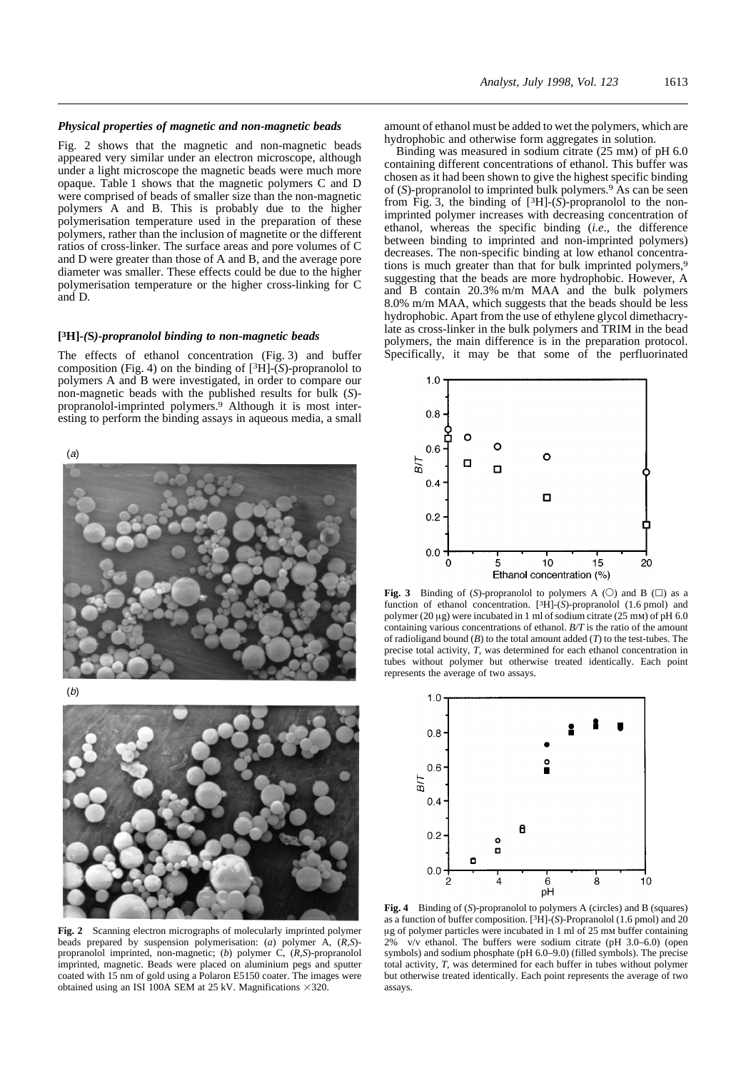### *Physical properties of magnetic and non-magnetic beads*

Fig. 2 shows that the magnetic and non-magnetic beads appeared very similar under an electron microscope, although under a light microscope the magnetic beads were much more opaque. Table 1 shows that the magnetic polymers C and D were comprised of beads of smaller size than the non-magnetic polymers A and B. This is probably due to the higher polymerisation temperature used in the preparation of these polymers, rather than the inclusion of magnetite or the different ratios of cross-linker. The surface areas and pore volumes of C and D were greater than those of A and B, and the average pore diameter was smaller. These effects could be due to the higher polymerisation temperature or the higher cross-linking for C and D.

### **[$^3$H]-*(S)-propranolol binding to non-magnetic beads***

The effects of ethanol concentration (Fig. 3) and buffer composition (Fig. 4) on the binding of [$^3$H]-(*S*)-propranolol to polymers A and B were investigated, in order to compare our non-magnetic beads with the published results for bulk (*S*)-propranolol-imprinted polymers.[9] Although it is most interesting to perform the binding assays in aqueous media, a small amount of ethanol must be added to wet the polymers, which are hydrophobic and otherwise form aggregates in solution.

Binding was measured in sodium citrate (25 mM) of pH 6.0 containing different concentrations of ethanol. This buffer was chosen as it had been shown to give the highest specific binding of (*S*)-propranolol to imprinted bulk polymers.[9] As can be seen from Fig. 3, the binding of [$^3$H]-(*S*)-propranolol to the non-imprinted polymer increases with decreasing concentration of ethanol, whereas the specific binding (*i.e.*, the difference between binding to imprinted and non-imprinted polymers) decreases. The non-specific binding at low ethanol concentrations is much greater than that for bulk imprinted polymers,[9] suggesting that the beads are more hydrophobic. However, A and B contain 20.3% m/m MAA and the bulk polymers 8.0% m/m MAA, which suggests that the beads should be less hydrophobic. Apart from the use of ethylene glycol dimethacrylate as cross-linker in the bulk polymers and TRIM in the bead polymers, the main difference is in the preparation protocol. Specifically, it may be that some of the perfluorinated

**Fig. 2** Scanning electron micrographs of molecularly imprinted polymer beads prepared by suspension polymerisation: (*a*) polymer A, (*R*,*S*)-propranolol imprinted, non-magnetic; (*b*) polymer C, (*R*,*S*)-propranolol imprinted, magnetic. Beads were placed on aluminium pegs and sputter coated with 15 nm of gold using a Polaron E5150 coater. The images were obtained using an ISI 100A SEM at 25 kV. Magnifications ×320.

**Fig. 3** Binding of (*S*)-propranolol to polymers A (○) and B (□) as a function of ethanol concentration. [$^3$H]-(*S*)-propranolol (1.6 pmol) and polymer (20 μg) were incubated in 1 ml of sodium citrate (25 mM) of pH 6.0 containing various concentrations of ethanol. *B/T* is the ratio of the amount of radioligand bound (*B*) to the total amount added (*T*) to the test-tubes. The precise total activity, *T*, was determined for each ethanol concentration in tubes without polymer but otherwise treated identically. Each point represents the average of two assays.

**Fig. 4** Binding of (*S*)-propranolol to polymers A (circles) and B (squares) as a function of buffer composition. [$^3$H]-(*S*)-Propranolol (1.6 pmol) and 20 μg of polymer particles were incubated in 1 ml of 25 mM buffer containing 2% v/v ethanol. The buffers were sodium citrate (pH 3.0–6.0) (open symbols) and sodium phosphate (pH 6.0–9.0) (filled symbols). The precise total activity, *T*, was determined for each buffer in tubes without polymer but otherwise treated identically. Each point represents the average of two assays.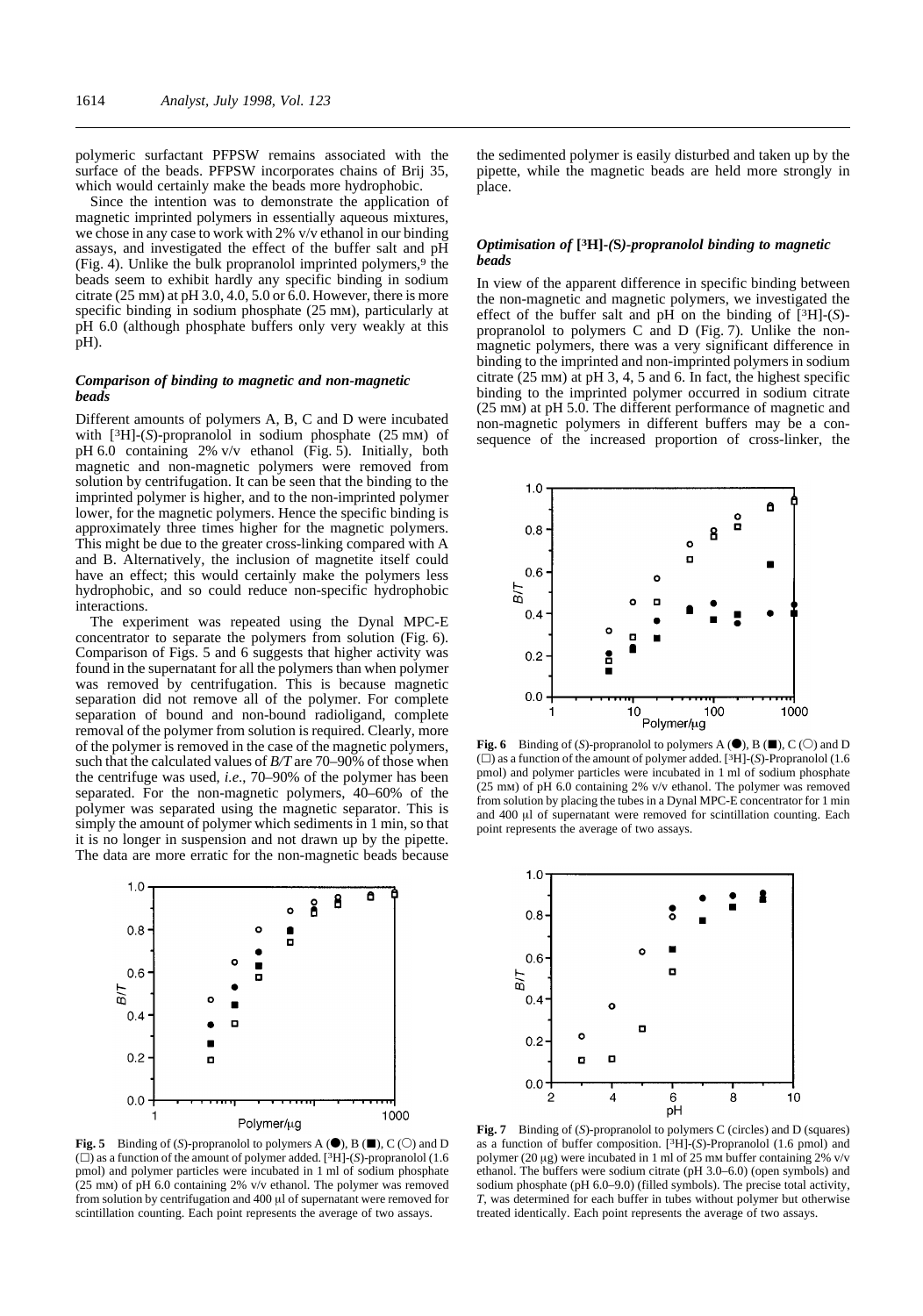polymeric surfactant PFPSW remains associated with the surface of the beads. PFPSW incorporates chains of Brij 35, which would certainly make the beads more hydrophobic.

Since the intention was to demonstrate the application of magnetic imprinted polymers in essentially aqueous mixtures, we chose in any case to work with 2% v/v ethanol in our binding assays, and investigated the effect of the buffer salt and pH (Fig. 4). Unlike the bulk propranolol imprinted polymers,[9] the beads seem to exhibit hardly any specific binding in sodium citrate (25 mM) at pH 3.0, 4.0, 5.0 or 6.0. However, there is more specific binding in sodium phosphate (25 mM), particularly at pH 6.0 (although phosphate buffers only very weakly at this pH).

### *Comparison of binding to magnetic and non-magnetic beads*

Different amounts of polymers A, B, C and D were incubated with [$^3$H]-(*S*)-propranolol in sodium phosphate (25 mM) of pH 6.0 containing 2% v/v ethanol (Fig. 5). Initially, both magnetic and non-magnetic polymers were removed from solution by centrifugation. It can be seen that the binding to the imprinted polymer is higher, and to the non-imprinted polymer lower, for the magnetic polymers. Hence the specific binding is approximately three times higher for the magnetic polymers. This might be due to the greater cross-linking compared with A and B. Alternatively, the inclusion of magnetite itself could have an effect; this would certainly make the polymers less hydrophobic, and so could reduce non-specific hydrophobic interactions.

The experiment was repeated using the Dynal MPC-E concentrator to separate the polymers from solution (Fig. 6). Comparison of Figs. 5 and 6 suggests that higher activity was found in the supernatant for all the polymers than when polymer was removed by centrifugation. This is because magnetic separation did not remove all of the polymer. For complete separation of bound and non-bound radioligand, complete removal of the polymer from solution is required. Clearly, more of the polymer is removed in the case of the magnetic polymers, such that the calculated values of *B/T* are 70–90% of those when the centrifuge was used, *i.e*., 70–90% of the polymer has been separated. For the non-magnetic polymers, 40–60% of the polymer was separated using the magnetic separator. This is simply the amount of polymer which sediments in 1 min, so that it is no longer in suspension and not drawn up by the pipette. The data are more erratic for the non-magnetic beads because the sedimented polymer is easily disturbed and taken up by the pipette, while the magnetic beads are held more strongly in place.

**Fig. 5** Binding of (*S*)-propranolol to polymers A (●), B (■), C (○) and D (□) as a function of the amount of polymer added. [$^3$H]-(*S*)-propranolol (1.6 pmol) and polymer particles were incubated in 1 ml of sodium phosphate (25 mM) of pH 6.0 containing 2% v/v ethanol. The polymer was removed from solution by centrifugation and 400 µl of supernatant were removed for scintillation counting. Each point represents the average of two assays.

### *Optimisation of* [$^3$H]-(*S*)*-propranolol binding to magnetic beads*

In view of the apparent difference in specific binding between the non-magnetic and magnetic polymers, we investigated the effect of the buffer salt and pH on the binding of [$^3$H]-(*S*)-propranolol to polymers C and D (Fig. 7). Unlike the non-magnetic polymers, there was a very significant difference in binding to the imprinted and non-imprinted polymers in sodium citrate (25 mM) at pH 3, 4, 5 and 6. In fact, the highest specific binding to the imprinted polymer occurred in sodium citrate (25 mM) at pH 5.0. The different performance of magnetic and non-magnetic polymers in different buffers may be a consequence of the increased proportion of cross-linker, the

**Fig. 6** Binding of (*S*)-propranolol to polymers A (●), B (■), C (○) and D (□) as a function of the amount of polymer added. [$^3$H]-(*S*)-Propranolol (1.6 pmol) and polymer particles were incubated in 1 ml of sodium phosphate (25 mM) of pH 6.0 containing 2% v/v ethanol. The polymer was removed from solution by placing the tubes in a Dynal MPC-E concentrator for 1 min and 400 µl of supernatant were removed for scintillation counting. Each point represents the average of two assays.

**Fig. 7** Binding of (*S*)-propranolol to polymers C (circles) and D (squares) as a function of buffer composition. [$^3$H]-(*S*)-Propranolol (1.6 pmol) and polymer (20 µg) were incubated in 1 ml of 25 mM buffer containing 2% v/v ethanol. The buffers were sodium citrate (pH 3.0–6.0) (open symbols) and sodium phosphate (pH 6.0–9.0) (filled symbols). The precise total activity, *T*, was determined for each buffer in tubes without polymer but otherwise treated identically. Each point represents the average of two assays.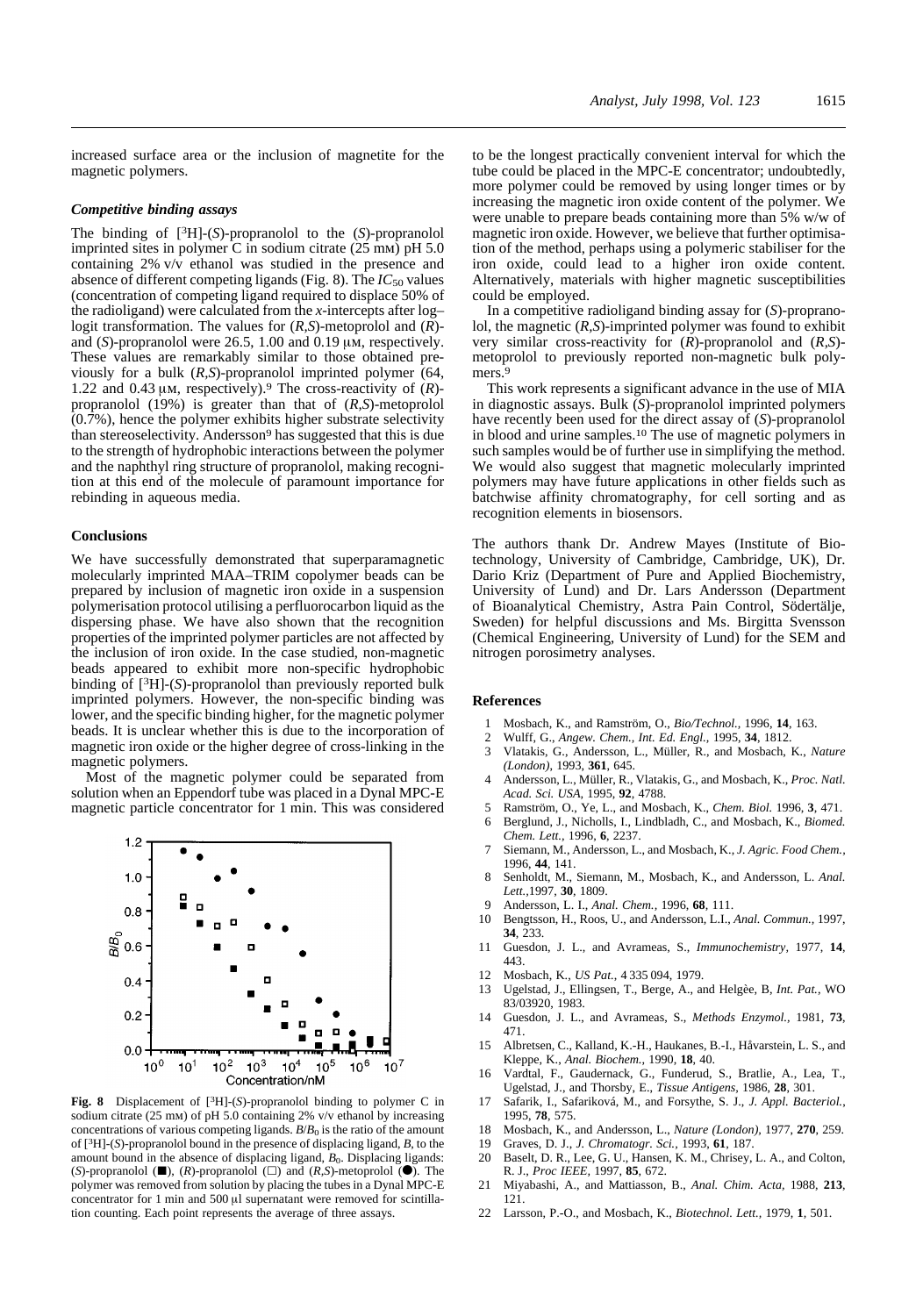increased surface area or the inclusion of magnetite for the magnetic polymers.

### *Competitive binding assays*

The binding of [$^3$H]-(*S*)-propranolol to the (*S*)-propranolol imprinted sites in polymer C in sodium citrate (25 mM) pH 5.0 containing 2% v/v ethanol was studied in the presence and absence of different competing ligands (Fig. 8). The $IC_{50}$ values (concentration of competing ligand required to displace 50% of the radioligand) were calculated from the *x*-intercepts after log–logit transformation. The values for (*R,S*)-metoprolol and (*R*)- and (*S*)-propranolol were 26.5, 1.00 and 0.19 μM, respectively. These values are remarkably similar to those obtained previously for a bulk (*R,S*)-propranolol imprinted polymer (64, 1.22 and 0.43 μM, respectively).[9] The cross-reactivity of (*R*)-propranolol (19%) is greater than that of (*R,S*)-metoprolol (0.7%), hence the polymer exhibits higher substrate selectivity than stereoselectivity. Andersson[9] has suggested that this is due to the strength of hydrophobic interactions between the polymer and the naphthyl ring structure of propranolol, making recognition at this end of the molecule of paramount importance for rebinding in aqueous media.

## Conclusions

We have successfully demonstrated that superparamagnetic molecularly imprinted MAA–TRIM copolymer beads can be prepared by inclusion of magnetic iron oxide in a suspension polymerisation protocol utilising a perfluorocarbon liquid as the dispersing phase. We have also shown that the recognition properties of the imprinted polymer particles are not affected by the inclusion of iron oxide. In the case studied, non-magnetic beads appeared to exhibit more non-specific hydrophobic binding of [$^3$H]-(*S*)-propranolol than previously reported bulk imprinted polymers. However, the non-specific binding was lower, and the specific binding higher, for the magnetic polymer beads. It is unclear whether this is due to the incorporation of magnetic iron oxide or the higher degree of cross-linking in the magnetic polymers.

Most of the magnetic polymer could be separated from solution when an Eppendorf tube was placed in a Dynal MPC-E magnetic particle concentrator for 1 min. This was considered to be the longest practically convenient interval for which the tube could be placed in the MPC-E concentrator; undoubtedly, more polymer could be removed by using longer times or by increasing the magnetic iron oxide content of the polymer. We were unable to prepare beads containing more than 5% w/w of magnetic iron oxide. However, we believe that further optimisation of the method, perhaps using a polymeric stabiliser for the iron oxide, could lead to a higher iron oxide content. Alternatively, materials with higher magnetic susceptibilities could be employed.

In a competitive radioligand binding assay for (*S*)-propranolol, the magnetic (*R,S*)-imprinted polymer was found to exhibit very similar cross-reactivity for (*R*)-propranolol and (*R,S*)-metoprolol to previously reported non-magnetic bulk polymers.[9]

This work represents a significant advance in the use of MIA in diagnostic assays. Bulk (*S*)-propranolol imprinted polymers have recently been used for the direct assay of (*S*)-propranolol in blood and urine samples.[10] The use of magnetic polymers in such samples would be of further use in simplifying the method. We would also suggest that magnetic molecularly imprinted polymers may have future applications in other fields such as batchwise affinity chromatography, for cell sorting and as recognition elements in biosensors.

**Fig. 8** Displacement of [$^3$H]-(*S*)-propranolol binding to polymer C in sodium citrate (25 mM) of pH 5.0 containing 2% v/v ethanol by increasing concentrations of various competing ligands. $B/B_0$ is the ratio of the amount of [$^3$H]-(*S*)-propranolol bound in the presence of displacing ligand, *B*, to the amount bound in the absence of displacing ligand, $B_0$. Displacing ligands: (*S*)-propranolol (■), (*R*)-propranolol (□) and (*R,S*)-metoprolol (●). The polymer was removed from solution by placing the tubes in a Dynal MPC-E concentrator for 1 min and 500 μl supernatant were removed for scintillation counting. Each point represents the average of three assays.

The authors thank Dr. Andrew Mayes (Institute of Biotechnology, University of Cambridge, Cambridge, UK), Dr. Dario Kriz (Department of Pure and Applied Biochemistry, University of Lund) and Dr. Lars Andersson (Department of Bioanalytical Chemistry, Astra Pain Control, Södertälje, Sweden) for helpful discussions and Ms. Birgitta Svensson (Chemical Engineering, University of Lund) for the SEM and nitrogen porosimetry analyses.

## References

1. Mosbach, K., and Ramström, O., *Bio/Technol.*, 1996, **14**, 163.
2. Wulff, G., *Angew. Chem., Int. Ed. Engl.*, 1995, **34**, 1812.
3. Vlatakis, G., Andersson, L., Müller, R., and Mosbach, K., *Nature (London)*, 1993, **361**, 645.
4. Andersson, L., Müller, R., Vlatakis, G., and Mosbach, K., *Proc. Natl. Acad. Sci. USA*, 1995, **92**, 4788.
5. Ramström, O., Ye, L., and Mosbach, K., *Chem. Biol.* 1996, **3**, 471.
6. Berglund, J., Nicholls, I., Lindbladh, C., and Mosbach, K., *Biomed. Chem. Lett.*, 1996, **6**, 2237.
7. Siemann, M., Andersson, L., and Mosbach, K., *J. Agric. Food Chem.*, 1996, **44**, 141.
8. Senholdt, M., Siemann, M., Mosbach, K., and Andersson, L. *Anal. Lett.*,1997, **30**, 1809.
9. Andersson, L. I., *Anal. Chem.*, 1996, **68**, 111.
10. Bengtsson, H., Roos, U., and Andersson, L.I., *Anal. Commun.*, 1997, **34**, 233.
11. Guesdon, J. L., and Avrameas, S., *Immunochemistry*, 1977, **14**, 443.
12. Mosbach, K., *US Pat.*, 4 335 094, 1979.
13. Ugelstad, J., Ellingsen, T., Berge, A., and Helgèe, B, *Int. Pat.*, WO 83/03920, 1983.
14. Guesdon, J. L., and Avrameas, S., *Methods Enzymol.*, 1981, **73**, 471.
15. Albretsen, C., Kalland, K.-H., Haukanes, B.-I., Håvarstein, L. S., and Kleppe, K., *Anal. Biochem.*, 1990, **18**, 40.
16. Vardtal, F., Gaudernack, G., Funderud, S., Bratlie, A., Lea, T., Ugelstad, J., and Thorsby, E., *Tissue Antigens*, 1986, **28**, 301.
17. Safarik, I., Safariková, M., and Forsythe, S. J., *J. Appl. Bacteriol.*, 1995, **78**, 575.
18. Mosbach, K., and Andersson, L., *Nature (London)*, 1977, **270**, 259.
19. Graves, D. J., *J. Chromatogr. Sci.*, 1993, **61**, 187.
20. Baselt, D. R., Lee, G. U., Hansen, K. M., Chrisey, L. A., and Colton, R. J., *Proc IEEE*, 1997, **85**, 672.
21. Miyabashi, A., and Mattiasson, B., *Anal. Chim. Acta*, 1988, **213**, 121.
22. Larsson, P.-O., and Mosbach, K., *Biotechnol. Lett.*, 1979, **1**, 501.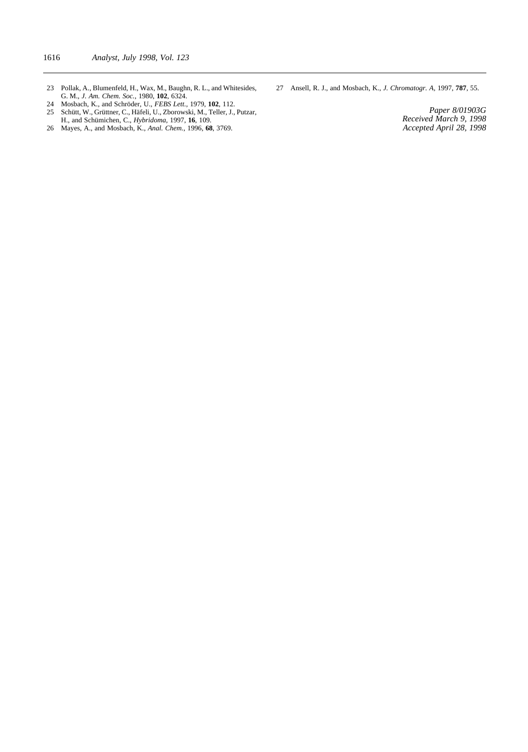23 Pollak, A., Blumenfeld, H., Wax, M., Baughn, R. L., and Whitesides, G. M., *J. Am. Chem. Soc.*, 1980, **102**, 6324.

24 Mosbach, K., and Schröder, U., *FEBS Lett.*, 1979, **102**, 112.

25 Schütt, W., Grüttner, C., Häfeli, U., Zborowski, M., Teller, J., Putzar, H., and Schümichen, C., *Hybridoma*, 1997, **16**, 109.

26 Mayes, A., and Mosbach, K., *Anal. Chem.*, 1996, **68**, 3769.

27 Ansell, R. J., and Mosbach, K., *J. Chromatogr. A*, 1997, **787**, 55.

*Paper 8/01903G*
*Received March 9, 1998*
*Accepted April 28, 1998*